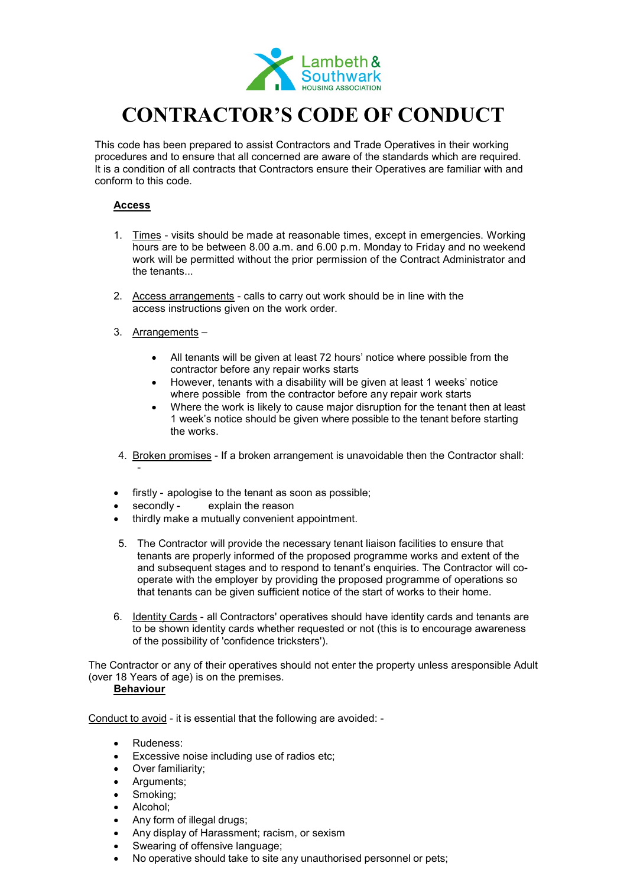Lambeth & Southwark HOUSING ASSOCIATION

# CONTRACTOR'S CODE OF CONDUCT

This code has been prepared to assist Contractors and Trade Operatives in their working procedures and to ensure that all concerned are aware of the standards which are required. It is a condition of all contracts that Contractors ensure their Operatives are familiar with and conform to this code.

## Access

1. Times - visits should be made at reasonable times, except in emergencies. Working hours are to be between 8.00 a.m. and 6.00 p.m. Monday to Friday and no weekend work will be permitted without the prior permission of the Contract Administrator and the tenants...

2. Access arrangements - calls to carry out work should be in line with the access instructions given on the work order.

3. Arrangements –

    - All tenants will be given at least 72 hours' notice where possible from the contractor before any repair works starts
    - However, tenants with a disability will be given at least 1 weeks' notice where possible from the contractor before any repair work starts
    - Where the work is likely to cause major disruption for the tenant then at least 1 week's notice should be given where possible to the tenant before starting the works.

4. Broken promises - If a broken arrangement is unavoidable then the Contractor shall: -

- firstly - apologise to the tenant as soon as possible;
- secondly - explain the reason
- thirdly make a mutually convenient appointment.

5. The Contractor will provide the necessary tenant liaison facilities to ensure that tenants are properly informed of the proposed programme works and extent of the and subsequent stages and to respond to tenant's enquiries. The Contractor will co-operate with the employer by providing the proposed programme of operations so that tenants can be given sufficient notice of the start of works to their home.

6. Identity Cards - all Contractors' operatives should have identity cards and tenants are to be shown identity cards whether requested or not (this is to encourage awareness of the possibility of 'confidence tricksters').

The Contractor or any of their operatives should not enter the property unless aresponsible Adult (over 18 Years of age) is on the premises.

## Behaviour

Conduct to avoid - it is essential that the following are avoided: -

- Rudeness:
- Excessive noise including use of radios etc;
- Over familiarity;
- Arguments;
- Smoking;
- Alcohol;
- Any form of illegal drugs;
- Any display of Harassment; racism, or sexism
- Swearing of offensive language;
- No operative should take to site any unauthorised personnel or pets;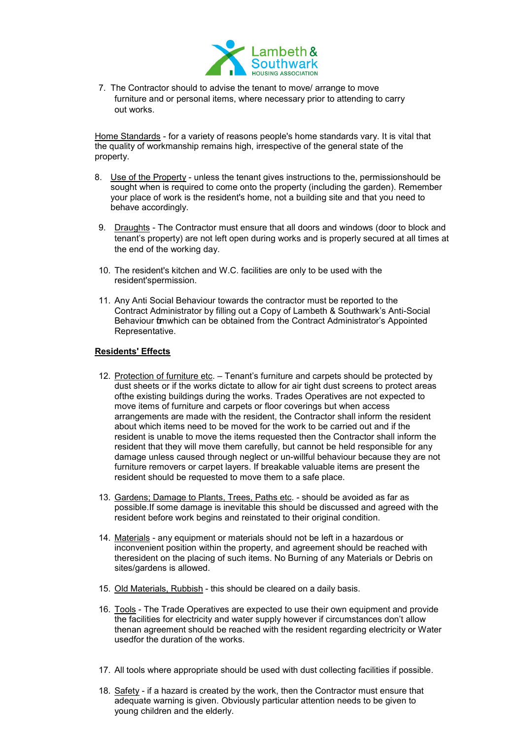7. The Contractor should to advise the tenant to move/ arrange to move furniture and or personal items, where necessary prior to attending to carry out works.

Home Standards - for a variety of reasons people's home standards vary. It is vital that the quality of workmanship remains high, irrespective of the general state of the property.

8. Use of the Property - unless the tenant gives instructions to the, permissionshould be sought when is required to come onto the property (including the garden). Remember your place of work is the resident's home, not a building site and that you need to behave accordingly.

9. Draughts - The Contractor must ensure that all doors and windows (door to block and tenant's property) are not left open during works and is properly secured at all times at the end of the working day.

10. The resident's kitchen and W.C. facilities are only to be used with the resident'spermission.

11. Any Anti Social Behaviour towards the contractor must be reported to the Contract Administrator by filling out a Copy of Lambeth & Southwark's Anti-Social Behaviour formwhich can be obtained from the Contract Administrator's Appointed Representative.

**Residents' Effects**

12. Protection of furniture etc. – Tenant's furniture and carpets should be protected by dust sheets or if the works dictate to allow for air tight dust screens to protect areas ofthe existing buildings during the works. Trades Operatives are not expected to move items of furniture and carpets or floor coverings but when access arrangements are made with the resident, the Contractor shall inform the resident about which items need to be moved for the work to be carried out and if the resident is unable to move the items requested then the Contractor shall inform the resident that they will move them carefully, but cannot be held responsible for any damage unless caused through neglect or un-willful behaviour because they are not furniture removers or carpet layers. If breakable valuable items are present the resident should be requested to move them to a safe place.

13. Gardens; Damage to Plants, Trees, Paths etc. - should be avoided as far as possible.If some damage is inevitable this should be discussed and agreed with the resident before work begins and reinstated to their original condition.

14. Materials - any equipment or materials should not be left in a hazardous or inconvenient position within the property, and agreement should be reached with theresident on the placing of such items. No Burning of any Materials or Debris on sites/gardens is allowed.

15. Old Materials, Rubbish - this should be cleared on a daily basis.

16. Tools - The Trade Operatives are expected to use their own equipment and provide the facilities for electricity and water supply however if circumstances don't allow thenan agreement should be reached with the resident regarding electricity or Water usedfor the duration of the works.

17. All tools where appropriate should be used with dust collecting facilities if possible.

18. Safety - if a hazard is created by the work, then the Contractor must ensure that adequate warning is given. Obviously particular attention needs to be given to young children and the elderly.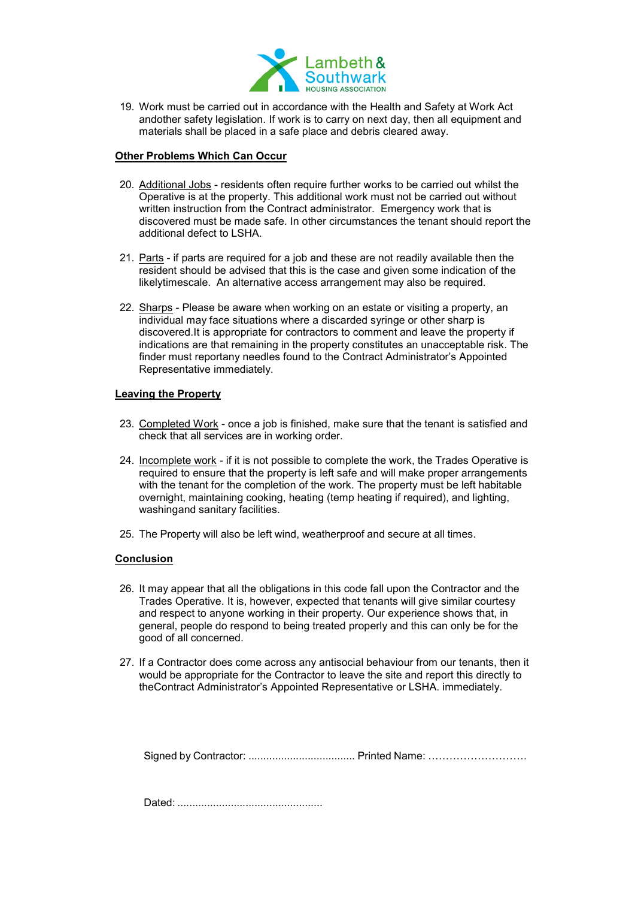19. Work must be carried out in accordance with the Health and Safety at Work Act andother safety legislation. If work is to carry on next day, then all equipment and materials shall be placed in a safe place and debris cleared away.

## Other Problems Which Can Occur

20. Additional Jobs - residents often require further works to be carried out whilst the Operative is at the property. This additional work must not be carried out without written instruction from the Contract administrator. Emergency work that is discovered must be made safe. In other circumstances the tenant should report the additional defect to LSHA.

21. Parts - if parts are required for a job and these are not readily available then the resident should be advised that this is the case and given some indication of the likelytimescale. An alternative access arrangement may also be required.

22. Sharps - Please be aware when working on an estate or visiting a property, an individual may face situations where a discarded syringe or other sharp is discovered.It is appropriate for contractors to comment and leave the property if indications are that remaining in the property constitutes an unacceptable risk. The finder must reportany needles found to the Contract Administrator's Appointed Representative immediately.

## Leaving the Property

23. Completed Work - once a job is finished, make sure that the tenant is satisfied and check that all services are in working order.

24. Incomplete work - if it is not possible to complete the work, the Trades Operative is required to ensure that the property is left safe and will make proper arrangements with the tenant for the completion of the work. The property must be left habitable overnight, maintaining cooking, heating (temp heating if required), and lighting, washingand sanitary facilities.

25. The Property will also be left wind, weatherproof and secure at all times.

## Conclusion

26. It may appear that all the obligations in this code fall upon the Contractor and the Trades Operative. It is, however, expected that tenants will give similar courtesy and respect to anyone working in their property. Our experience shows that, in general, people do respond to being treated properly and this can only be for the good of all concerned.

27. If a Contractor does come across any antisocial behaviour from our tenants, then it would be appropriate for the Contractor to leave the site and report this directly to theContract Administrator's Appointed Representative or LSHA. immediately.

Signed by Contractor: .................................... Printed Name: ……………………….

Dated: .................................................